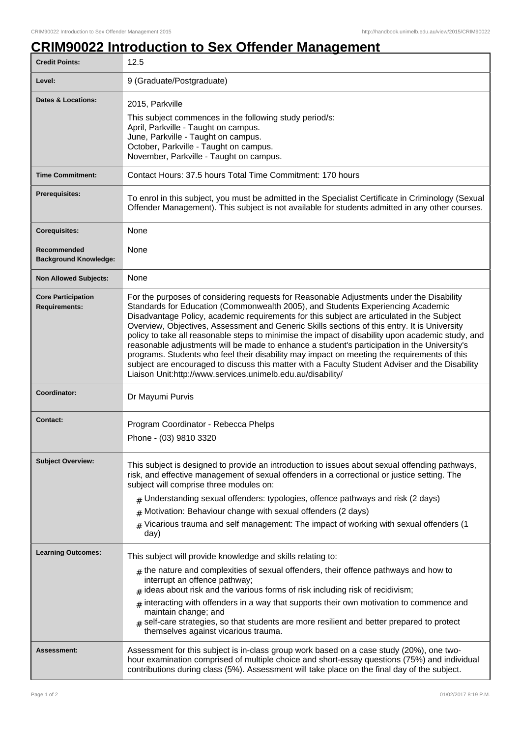# CRIM90022 Introduction to Sex Offender Management

| | |
|---|---|
| **Credit Points:** | 12.5 |
| **Level:** | 9 (Graduate/Postgraduate) |
| **Dates & Locations:** | 2015, Parkville<br>This subject commences in the following study period/s:<br>April, Parkville - Taught on campus.<br>June, Parkville - Taught on campus.<br>October, Parkville - Taught on campus.<br>November, Parkville - Taught on campus. |
| **Time Commitment:** | Contact Hours: 37.5 hours Total Time Commitment: 170 hours |
| **Prerequisites:** | To enrol in this subject, you must be admitted in the Specialist Certificate in Criminology (Sexual Offender Management). This subject is not available for students admitted in any other courses. |
| **Corequisites:** | None |
| **Recommended Background Knowledge:** | None |
| **Non Allowed Subjects:** | None |
| **Core Participation Requirements:** | For the purposes of considering requests for Reasonable Adjustments under the Disability Standards for Education (Commonwealth 2005), and Students Experiencing Academic Disadvantage Policy, academic requirements for this subject are articulated in the Subject Overview, Objectives, Assessment and Generic Skills sections of this entry. It is University policy to take all reasonable steps to minimise the impact of disability upon academic study, and reasonable adjustments will be made to enhance a student's participation in the University's programs. Students who feel their disability may impact on meeting the requirements of this subject are encouraged to discuss this matter with a Faculty Student Adviser and the Disability Liaison Unit:http://www.services.unimelb.edu.au/disability/ |
| **Coordinator:** | Dr Mayumi Purvis |
| **Contact:** | Program Coordinator - Rebecca Phelps<br>Phone - (03) 9810 3320 |
| **Subject Overview:** | This subject is designed to provide an introduction to issues about sexual offending pathways, risk, and effective management of sexual offenders in a correctional or justice setting. The subject will comprise three modules on:<br># Understanding sexual offenders: typologies, offence pathways and risk (2 days)<br># Motivation: Behaviour change with sexual offenders (2 days)<br># Vicarious trauma and self management: The impact of working with sexual offenders (1 day) |
| **Learning Outcomes:** | This subject will provide knowledge and skills relating to:<br># the nature and complexities of sexual offenders, their offence pathways and how to interrupt an offence pathway;<br># ideas about risk and the various forms of risk including risk of recidivism;<br># interacting with offenders in a way that supports their own motivation to commence and maintain change; and<br># self-care strategies, so that students are more resilient and better prepared to protect themselves against vicarious trauma. |
| **Assessment:** | Assessment for this subject is in-class group work based on a case study (20%), one two-hour examination comprised of multiple choice and short-essay questions (75%) and individual contributions during class (5%). Assessment will take place on the final day of the subject. |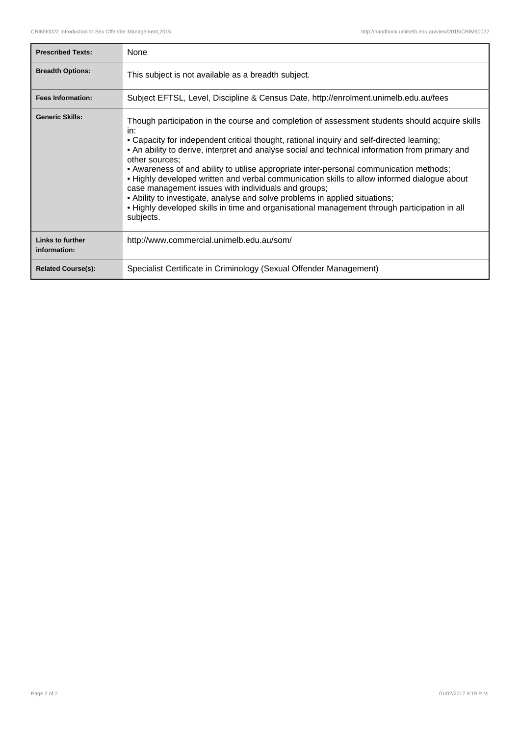| | |
|---|---|
| **Prescribed Texts:** | None |
| **Breadth Options:** | This subject is not available as a breadth subject. |
| **Fees Information:** | Subject EFTSL, Level, Discipline & Census Date, http://enrolment.unimelb.edu.au/fees |
| **Generic Skills:** | Though participation in the course and completion of assessment students should acquire skills in: <br>• Capacity for independent critical thought, rational inquiry and self-directed learning; <br>• An ability to derive, interpret and analyse social and technical information from primary and other sources; <br>• Awareness of and ability to utilise appropriate inter-personal communication methods; <br>• Highly developed written and verbal communication skills to allow informed dialogue about case management issues with individuals and groups; <br>• Ability to investigate, analyse and solve problems in applied situations; <br>• Highly developed skills in time and organisational management through participation in all subjects. |
| **Links to further information:** | http://www.commercial.unimelb.edu.au/som/ |
| **Related Course(s):** | Specialist Certificate in Criminology (Sexual Offender Management) |